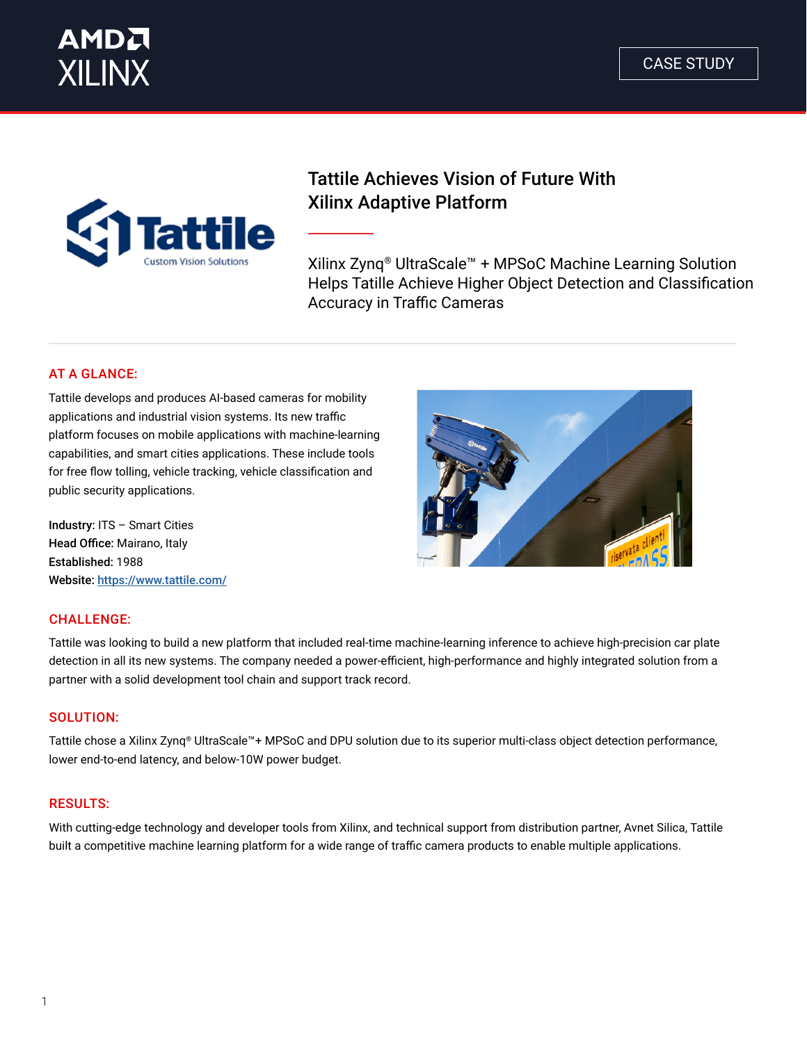CASE STUDY

# Tattile Achieves Vision of Future With Xilinx Adaptive Platform

Xilinx Zynq® UltraScale™ + MPSoC Machine Learning Solution Helps Tattile Achieve Higher Object Detection and Classification Accuracy in Traffic Cameras

## AT A GLANCE:

Tattile develops and produces AI-based cameras for mobility applications and industrial vision systems. Its new traffic platform focuses on mobile applications with machine-learning capabilities, and smart cities applications. These include tools for free flow tolling, vehicle tracking, vehicle classification and public security applications.

**Industry:** ITS – Smart Cities
**Head Office:** Mairano, Italy
**Established:** 1988
**Website:** https://www.tattile.com/

## CHALLENGE:

Tattile was looking to build a new platform that included real-time machine-learning inference to achieve high-precision car plate detection in all its new systems. The company needed a power-efficient, high-performance and highly integrated solution from a partner with a solid development tool chain and support track record.

## SOLUTION:

Tattile chose a Xilinx Zynq® UltraScale™+ MPSoC and DPU solution due to its superior multi-class object detection performance, lower end-to-end latency, and below-10W power budget.

## RESULTS:

With cutting-edge technology and developer tools from Xilinx, and technical support from distribution partner, Avnet Silica, Tattile built a competitive machine learning platform for a wide range of traffic camera products to enable multiple applications.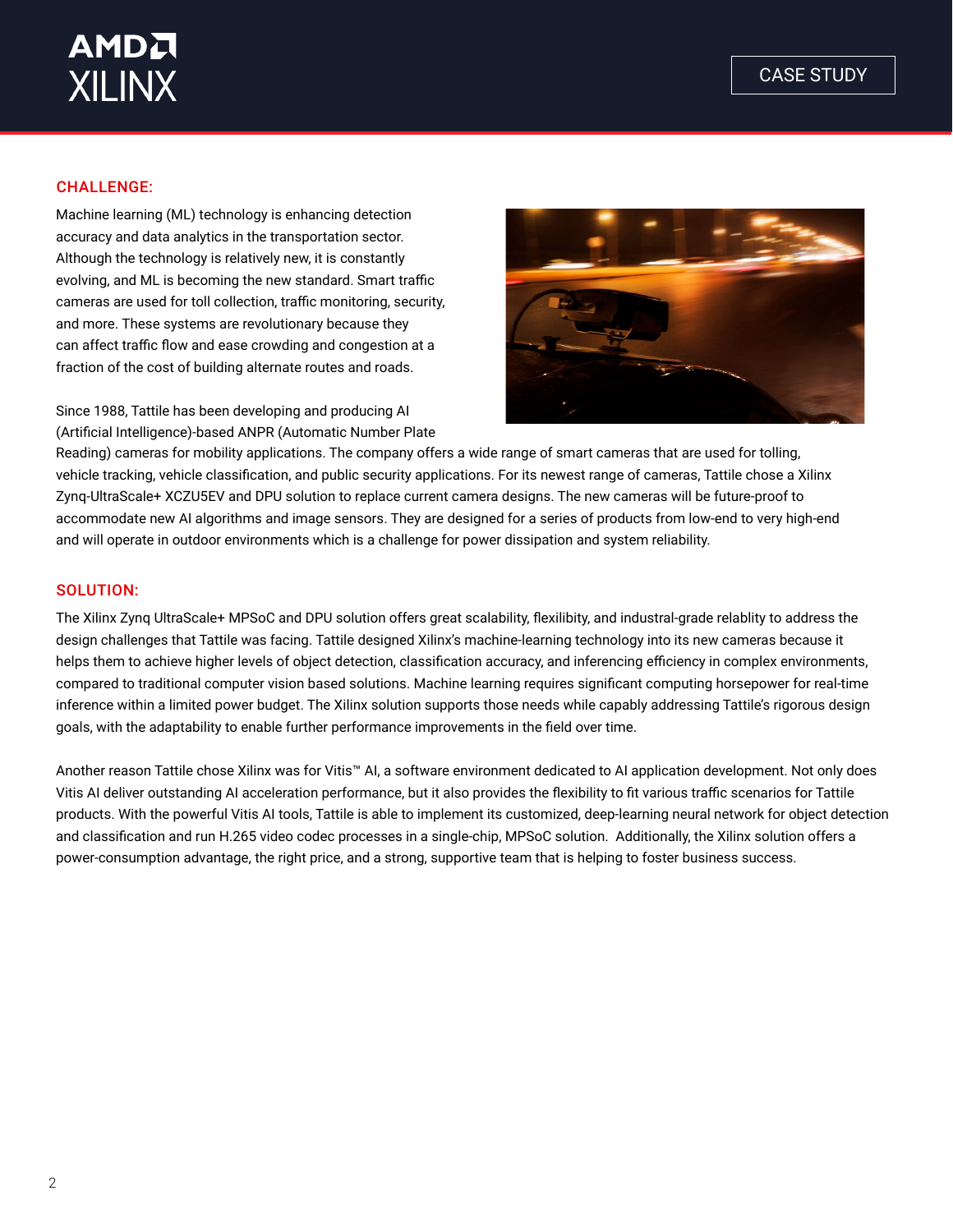## CHALLENGE:

Machine learning (ML) technology is enhancing detection accuracy and data analytics in the transportation sector. Although the technology is relatively new, it is constantly evolving, and ML is becoming the new standard. Smart traffic cameras are used for toll collection, traffic monitoring, security, and more. These systems are revolutionary because they can affect traffic flow and ease crowding and congestion at a fraction of the cost of building alternate routes and roads.

Since 1988, Tattile has been developing and producing AI (Artificial Intelligence)-based ANPR (Automatic Number Plate Reading) cameras for mobility applications. The company offers a wide range of smart cameras that are used for tolling, vehicle tracking, vehicle classification, and public security applications. For its newest range of cameras, Tattile chose a Xilinx Zynq-UltraScale+ XCZU5EV and DPU solution to replace current camera designs. The new cameras will be future-proof to accommodate new AI algorithms and image sensors. They are designed for a series of products from low-end to very high-end and will operate in outdoor environments which is a challenge for power dissipation and system reliability.

## SOLUTION:

The Xilinx Zynq UltraScale+ MPSoC and DPU solution offers great scalability, flexilibity, and industrial-grade relablity to address the design challenges that Tattile was facing. Tattile designed Xilinx's machine-learning technology into its new cameras because it helps them to achieve higher levels of object detection, classification accuracy, and inferencing efficiency in complex environments, compared to traditional computer vision based solutions. Machine learning requires significant computing horsepower for real-time inference within a limited power budget. The Xilinx solution supports those needs while capably addressing Tattile's rigorous design goals, with the adaptability to enable further performance improvements in the field over time.

Another reason Tattile chose Xilinx was for Vitis™ AI, a software environment dedicated to AI application development. Not only does Vitis AI deliver outstanding AI acceleration performance, but it also provides the flexibility to fit various traffic scenarios for Tattile products. With the powerful Vitis AI tools, Tattile is able to implement its customized, deep-learning neural network for object detection and classification and run H.265 video codec processes in a single-chip, MPSoC solution. Additionally, the Xilinx solution offers a power-consumption advantage, the right price, and a strong, supportive team that is helping to foster business success.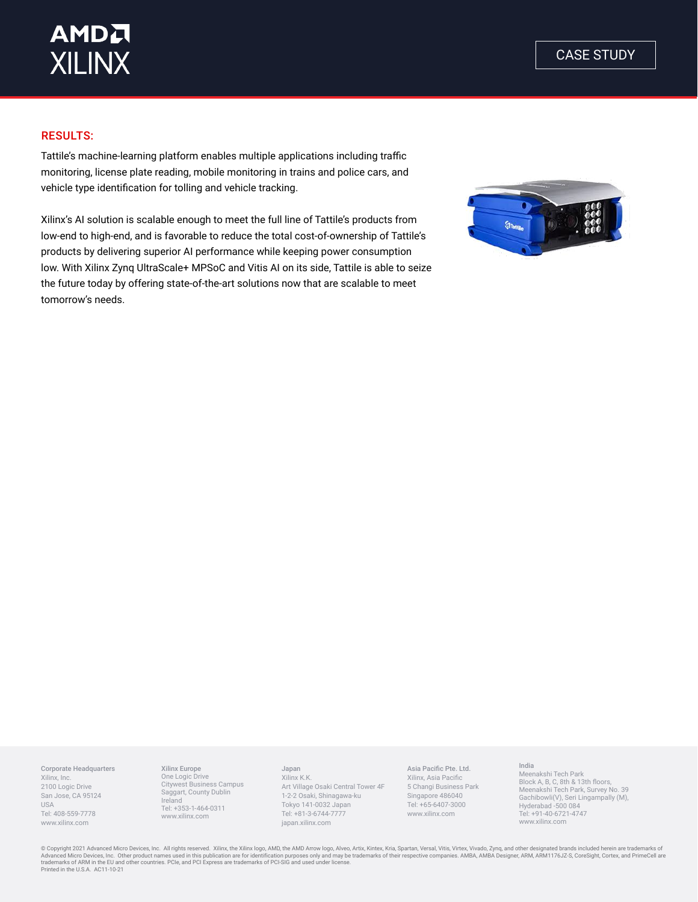CASE STUDY

## RESULTS:

Tattile's machine-learning platform enables multiple applications including traffic monitoring, license plate reading, mobile monitoring in trains and police cars, and vehicle type identification for tolling and vehicle tracking.

Xilinx's AI solution is scalable enough to meet the full line of Tattile's products from low-end to high-end, and is favorable to reduce the total cost-of-ownership of Tattile's products by delivering superior AI performance while keeping power consumption low. With Xilinx Zynq UltraScale+ MPSoC and Vitis AI on its side, Tattile is able to seize the future today by offering state-of-the-art solutions now that are scalable to meet tomorrow's needs.

**Corporate Headquarters**
Xilinx, Inc.
2100 Logic Drive
San Jose, CA 95124
USA
Tel: 408-559-7778
www.xilinx.com

**Xilinx Europe**
One Logic Drive
Citywest Business Campus
Saggart, County Dublin
Ireland
Tel: +353-1-464-0311
www.xilinx.com

**Japan**
Xilinx K.K.
Art Village Osaki Central Tower 4F
1-2-2 Osaki, Shinagawa-ku
Tokyo 141-0032 Japan
Tel: +81-3-6744-7777
japan.xilinx.com

**Asia Pacific Pte. Ltd.**
Xilinx, Asia Pacific
5 Changi Business Park
Singapore 486040
Tel: +65-6407-3000
www.xilinx.com

**India**
Meenakshi Tech Park
Block A, B, C, 8th & 13th floors,
Meenakshi Tech Park, Survey No. 39
Gachibowli(V), Seri Lingampally (M),
Hyderabad -500 084
Tel: +91-40-6721-4747
www.xilinx.com

© Copyright 2021 Advanced Micro Devices, Inc. All rights reserved. Xilinx, the Xilinx logo, AMD, the AMD Arrow logo, Alveo, Artix, Kintex, Kria, Spartan, Versal, Vitis, Virtex, Vivado, Zynq, and other designated brands included herein are trademarks of Advanced Micro Devices, Inc. Other product names used in this publication are for identification purposes only and may be trademarks of their respective companies. AMBA, AMBA Designer, ARM, ARM1176JZ-S, CoreSight, Cortex, and PrimeCell are trademarks of ARM in the EU and other countries. PCIe, and PCI Express are trademarks of PCI-SIG and used under license.
Printed in the U.S.A. AC11-10-21